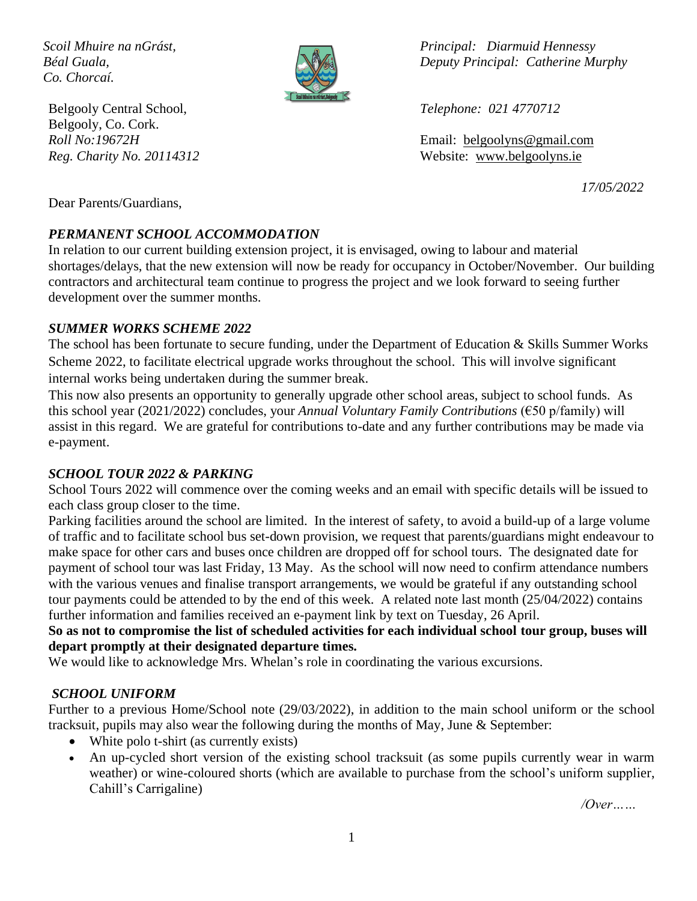*Scoil Mhuire na nGrást,*
*Béal Guala,*
*Co. Chorcaí.*

Belgooly Central School,
Belgooly, Co. Cork.
*Roll No:19672H*
*Reg. Charity No. 20114312*

*Principal: Diarmuid Hennessy*
*Deputy Principal: Catherine Murphy*

*Telephone: 021 4770712*

Email: belgoolyns@gmail.com
Website: www.belgoolyns.ie

*17/05/2022*

Dear Parents/Guardians,

### *PERMANENT SCHOOL ACCOMMODATION*

In relation to our current building extension project, it is envisaged, owing to labour and material shortages/delays, that the new extension will now be ready for occupancy in October/November. Our building contractors and architectural team continue to progress the project and we look forward to seeing further development over the summer months.

### *SUMMER WORKS SCHEME 2022*

The school has been fortunate to secure funding, under the Department of Education & Skills Summer Works Scheme 2022, to facilitate electrical upgrade works throughout the school. This will involve significant internal works being undertaken during the summer break.

This now also presents an opportunity to generally upgrade other school areas, subject to school funds. As this school year (2021/2022) concludes, your *Annual Voluntary Family Contributions* (€50 p/family) will assist in this regard. We are grateful for contributions to-date and any further contributions may be made via e-payment.

### *SCHOOL TOUR 2022 & PARKING*

School Tours 2022 will commence over the coming weeks and an email with specific details will be issued to each class group closer to the time.

Parking facilities around the school are limited. In the interest of safety, to avoid a build-up of a large volume of traffic and to facilitate school bus set-down provision, we request that parents/guardians might endeavour to make space for other cars and buses once children are dropped off for school tours. The designated date for payment of school tour was last Friday, 13 May. As the school will now need to confirm attendance numbers with the various venues and finalise transport arrangements, we would be grateful if any outstanding school tour payments could be attended to by the end of this week. A related note last month (25/04/2022) contains further information and families received an e-payment link by text on Tuesday, 26 April.

**So as not to compromise the list of scheduled activities for each individual school tour group, buses will depart promptly at their designated departure times.**

We would like to acknowledge Mrs. Whelan's role in coordinating the various excursions.

### *SCHOOL UNIFORM*

Further to a previous Home/School note (29/03/2022), in addition to the main school uniform or the school tracksuit, pupils may also wear the following during the months of May, June & September:

- White polo t-shirt (as currently exists)
- An up-cycled short version of the existing school tracksuit (as some pupils currently wear in warm weather) or wine-coloured shorts (which are available to purchase from the school's uniform supplier, Cahill's Carrigaline)

*/Over……*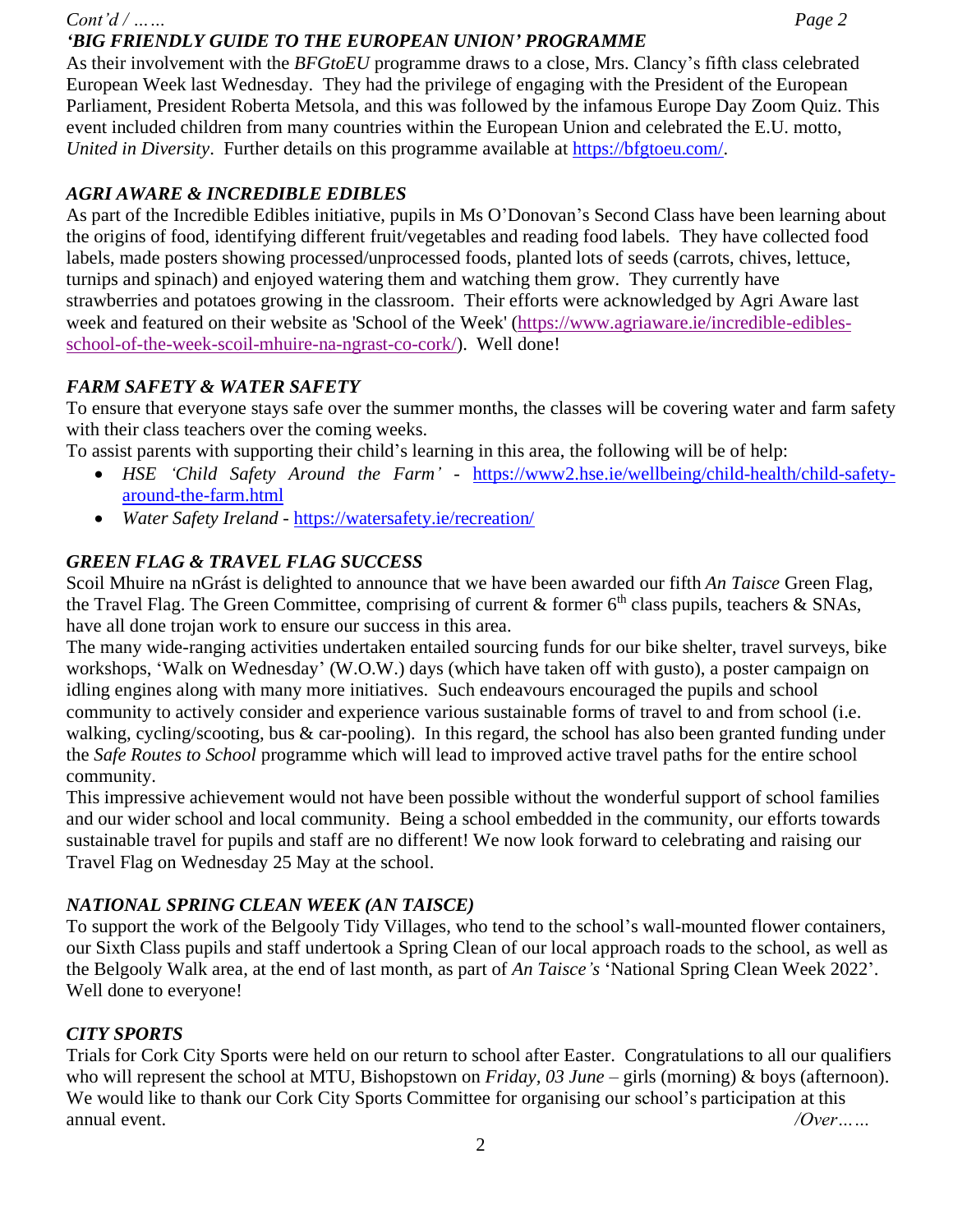### *'BIG FRIENDLY GUIDE TO THE EUROPEAN UNION' PROGRAMME*

As their involvement with the *BFGtoEU* programme draws to a close, Mrs. Clancy's fifth class celebrated European Week last Wednesday. They had the privilege of engaging with the President of the European Parliament, President Roberta Metsola, and this was followed by the infamous Europe Day Zoom Quiz. This event included children from many countries within the European Union and celebrated the E.U. motto, *United in Diversity*. Further details on this programme available at https://bfgtoeu.com/.

### *AGRI AWARE & INCREDIBLE EDIBLES*

As part of the Incredible Edibles initiative, pupils in Ms O'Donovan's Second Class have been learning about the origins of food, identifying different fruit/vegetables and reading food labels. They have collected food labels, made posters showing processed/unprocessed foods, planted lots of seeds (carrots, chives, lettuce, turnips and spinach) and enjoyed watering them and watching them grow. They currently have strawberries and potatoes growing in the classroom. Their efforts were acknowledged by Agri Aware last week and featured on their website as 'School of the Week' (https://www.agriaware.ie/incredible-edibles-school-of-the-week-scoil-mhuire-na-ngrast-co-cork/). Well done!

### *FARM SAFETY & WATER SAFETY*

To ensure that everyone stays safe over the summer months, the classes will be covering water and farm safety with their class teachers over the coming weeks.

To assist parents with supporting their child's learning in this area, the following will be of help:

- *HSE 'Child Safety Around the Farm'* - https://www2.hse.ie/wellbeing/child-health/child-safety-around-the-farm.html
- *Water Safety Ireland* - https://watersafety.ie/recreation/

### *GREEN FLAG & TRAVEL FLAG SUCCESS*

Scoil Mhuire na nGrást is delighted to announce that we have been awarded our fifth *An Taisce* Green Flag, the Travel Flag. The Green Committee, comprising of current & former 6th class pupils, teachers & SNAs, have all done trojan work to ensure our success in this area.

The many wide-ranging activities undertaken entailed sourcing funds for our bike shelter, travel surveys, bike workshops, 'Walk on Wednesday' (W.O.W.) days (which have taken off with gusto), a poster campaign on idling engines along with many more initiatives. Such endeavours encouraged the pupils and school community to actively consider and experience various sustainable forms of travel to and from school (i.e. walking, cycling/scooting, bus & car-pooling). In this regard, the school has also been granted funding under the *Safe Routes to School* programme which will lead to improved active travel paths for the entire school community.

This impressive achievement would not have been possible without the wonderful support of school families and our wider school and local community. Being a school embedded in the community, our efforts towards sustainable travel for pupils and staff are no different! We now look forward to celebrating and raising our Travel Flag on Wednesday 25 May at the school.

### *NATIONAL SPRING CLEAN WEEK (AN TAISCE)*

To support the work of the Belgooly Tidy Villages, who tend to the school's wall-mounted flower containers, our Sixth Class pupils and staff undertook a Spring Clean of our local approach roads to the school, as well as the Belgooly Walk area, at the end of last month, as part of *An Taisce's* 'National Spring Clean Week 2022'. Well done to everyone!

### *CITY SPORTS*

Trials for Cork City Sports were held on our return to school after Easter. Congratulations to all our qualifiers who will represent the school at MTU, Bishopstown on *Friday, 03 June* – girls (morning) & boys (afternoon). We would like to thank our Cork City Sports Committee for organising our school's participation at this annual event.

*/Over……*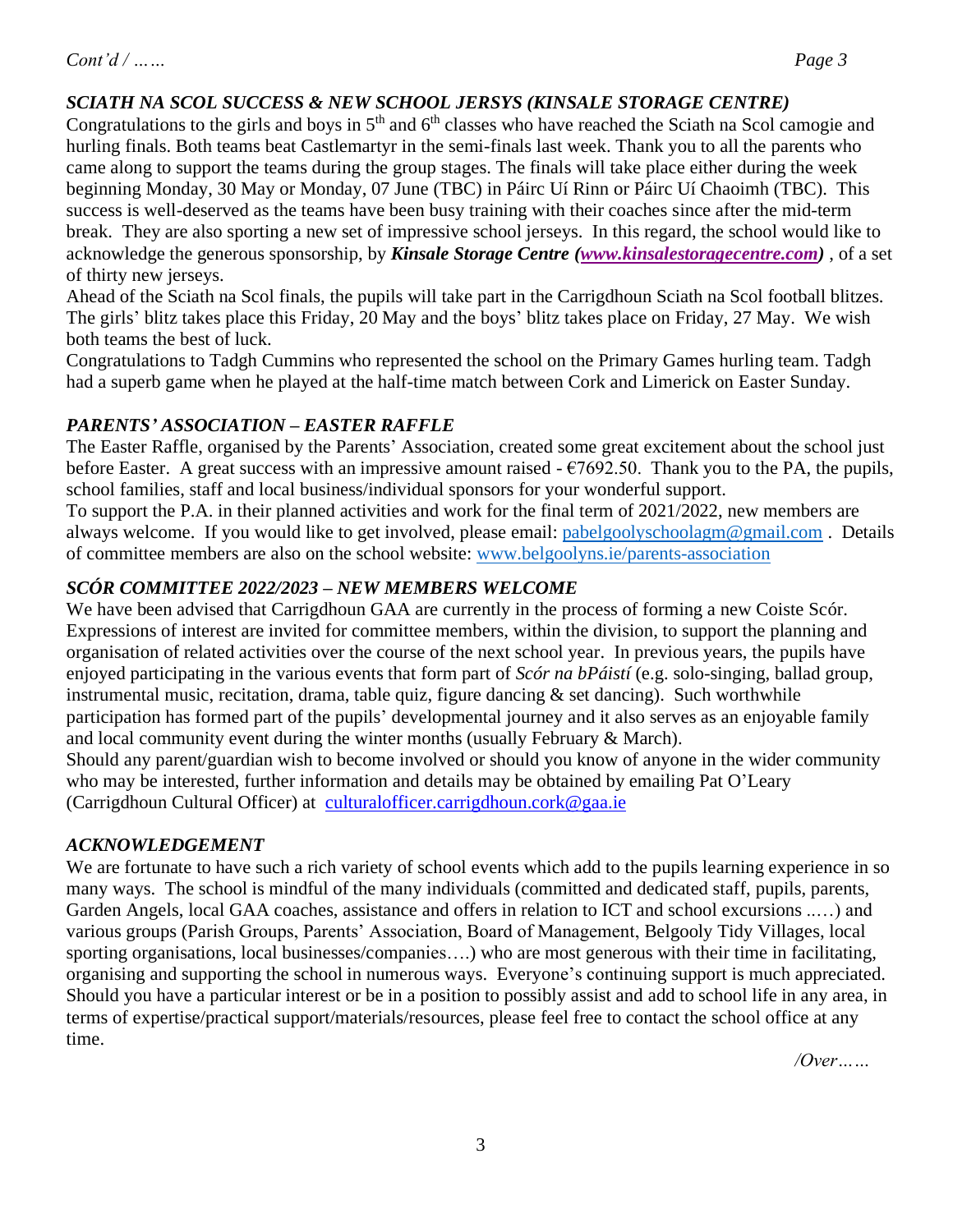*Cont'd / ……*

### *SCIATH NA SCOL SUCCESS & NEW SCHOOL JERSYS (KINSALE STORAGE CENTRE)*

Congratulations to the girls and boys in 5th and 6th classes who have reached the Sciath na Scol camogie and hurling finals. Both teams beat Castlemartyr in the semi-finals last week. Thank you to all the parents who came along to support the teams during the group stages. The finals will take place either during the week beginning Monday, 30 May or Monday, 07 June (TBC) in Páirc Uí Rinn or Páirc Uí Chaoimh (TBC). This success is well-deserved as the teams have been busy training with their coaches since after the mid-term break. They are also sporting a new set of impressive school jerseys. In this regard, the school would like to acknowledge the generous sponsorship, by ***Kinsale Storage Centre (www.kinsalestoragecentre.com)*** , of a set of thirty new jerseys.

Ahead of the Sciath na Scol finals, the pupils will take part in the Carrigdhoun Sciath na Scol football blitzes. The girls' blitz takes place this Friday, 20 May and the boys' blitz takes place on Friday, 27 May. We wish both teams the best of luck.

Congratulations to Tadgh Cummins who represented the school on the Primary Games hurling team. Tadgh had a superb game when he played at the half-time match between Cork and Limerick on Easter Sunday.

### *PARENTS' ASSOCIATION – EASTER RAFFLE*

The Easter Raffle, organised by the Parents' Association, created some great excitement about the school just before Easter. A great success with an impressive amount raised - €7692.50. Thank you to the PA, the pupils, school families, staff and local business/individual sponsors for your wonderful support.

To support the P.A. in their planned activities and work for the final term of 2021/2022, new members are always welcome. If you would like to get involved, please email: pabelgoolyschoolagm@gmail.com . Details of committee members are also on the school website: www.belgoolyns.ie/parents-association

### *SCÓR COMMITTEE 2022/2023 – NEW MEMBERS WELCOME*

We have been advised that Carrigdhoun GAA are currently in the process of forming a new Coiste Scór. Expressions of interest are invited for committee members, within the division, to support the planning and organisation of related activities over the course of the next school year. In previous years, the pupils have enjoyed participating in the various events that form part of *Scór na bPáistí* (e.g. solo-singing, ballad group, instrumental music, recitation, drama, table quiz, figure dancing & set dancing). Such worthwhile participation has formed part of the pupils' developmental journey and it also serves as an enjoyable family and local community event during the winter months (usually February & March).

Should any parent/guardian wish to become involved or should you know of anyone in the wider community who may be interested, further information and details may be obtained by emailing Pat O'Leary (Carrigdhoun Cultural Officer) at culturalofficer.carrigdhoun.cork@gaa.ie

### *ACKNOWLEDGEMENT*

We are fortunate to have such a rich variety of school events which add to the pupils learning experience in so many ways. The school is mindful of the many individuals (committed and dedicated staff, pupils, parents, Garden Angels, local GAA coaches, assistance and offers in relation to ICT and school excursions ..…) and various groups (Parish Groups, Parents' Association, Board of Management, Belgooly Tidy Villages, local sporting organisations, local businesses/companies….) who are most generous with their time in facilitating, organising and supporting the school in numerous ways. Everyone's continuing support is much appreciated. Should you have a particular interest or be in a position to possibly assist and add to school life in any area, in terms of expertise/practical support/materials/resources, please feel free to contact the school office at any time.

*/Over……*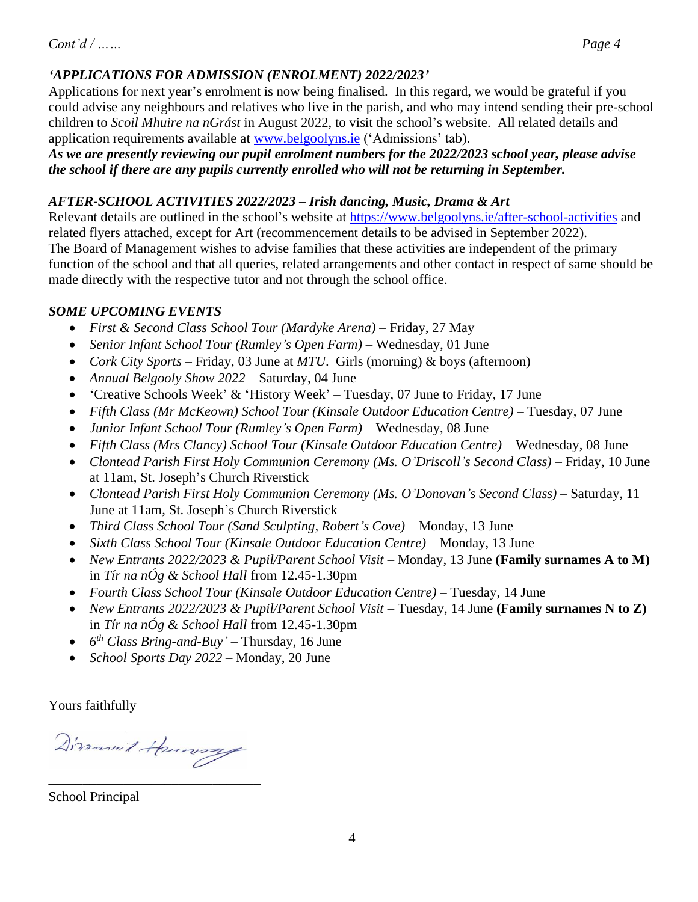*Cont'd / ……*

### *'APPLICATIONS FOR ADMISSION (ENROLMENT) 2022/2023'*

Applications for next year's enrolment is now being finalised. In this regard, we would be grateful if you could advise any neighbours and relatives who live in the parish, and who may intend sending their pre-school children to *Scoil Mhuire na nGrást* in August 2022, to visit the school's website. All related details and application requirements available at www.belgoolyns.ie ('Admissions' tab).

***As we are presently reviewing our pupil enrolment numbers for the 2022/2023 school year, please advise the school if there are any pupils currently enrolled who will not be returning in September.***

### *AFTER-SCHOOL ACTIVITIES 2022/2023 – Irish dancing, Music, Drama & Art*

Relevant details are outlined in the school's website at https://www.belgoolyns.ie/after-school-activities and related flyers attached, except for Art (recommencement details to be advised in September 2022).
The Board of Management wishes to advise families that these activities are independent of the primary function of the school and that all queries, related arrangements and other contact in respect of same should be made directly with the respective tutor and not through the school office.

### *SOME UPCOMING EVENTS*

- *First & Second Class School Tour (Mardyke Arena)* – Friday, 27 May
- *Senior Infant School Tour (Rumley's Open Farm)* – Wednesday, 01 June
- *Cork City Sports* – Friday, 03 June at *MTU.* Girls (morning) & boys (afternoon)
- *Annual Belgooly Show 2022* – Saturday, 04 June
- 'Creative Schools Week' & 'History Week' – Tuesday, 07 June to Friday, 17 June
- *Fifth Class (Mr McKeown) School Tour (Kinsale Outdoor Education Centre)* – Tuesday, 07 June
- *Junior Infant School Tour (Rumley's Open Farm)* – Wednesday, 08 June
- *Fifth Class (Mrs Clancy) School Tour (Kinsale Outdoor Education Centre)* – Wednesday, 08 June
- *Clontead Parish First Holy Communion Ceremony (Ms. O'Driscoll's Second Class)* – Friday, 10 June at 11am, St. Joseph's Church Riverstick
- *Clontead Parish First Holy Communion Ceremony (Ms. O'Donovan's Second Class)* – Saturday, 11 June at 11am, St. Joseph's Church Riverstick
- *Third Class School Tour (Sand Sculpting, Robert's Cove)* – Monday, 13 June
- *Sixth Class School Tour (Kinsale Outdoor Education Centre)* – Monday, 13 June
- *New Entrants 2022/2023 & Pupil/Parent School Visit* – Monday, 13 June **(Family surnames A to M)** in *Tír na nÓg & School Hall* from 12.45-1.30pm
- *Fourth Class School Tour (Kinsale Outdoor Education Centre)* – Tuesday, 14 June
- *New Entrants 2022/2023 & Pupil/Parent School Visit* – Tuesday, 14 June **(Family surnames N to Z)** in *Tír na nÓg & School Hall* from 12.45-1.30pm
- *6th Class Bring-and-Buy'* – Thursday, 16 June
- *School Sports Day 2022* – Monday, 20 June

Yours faithfully

Diarmuid Hennessy

\_\_\_\_\_\_\_\_\_\_\_\_\_\_\_\_\_\_\_\_\_\_\_\_\_\_\_\_\_\_\_\_

School Principal